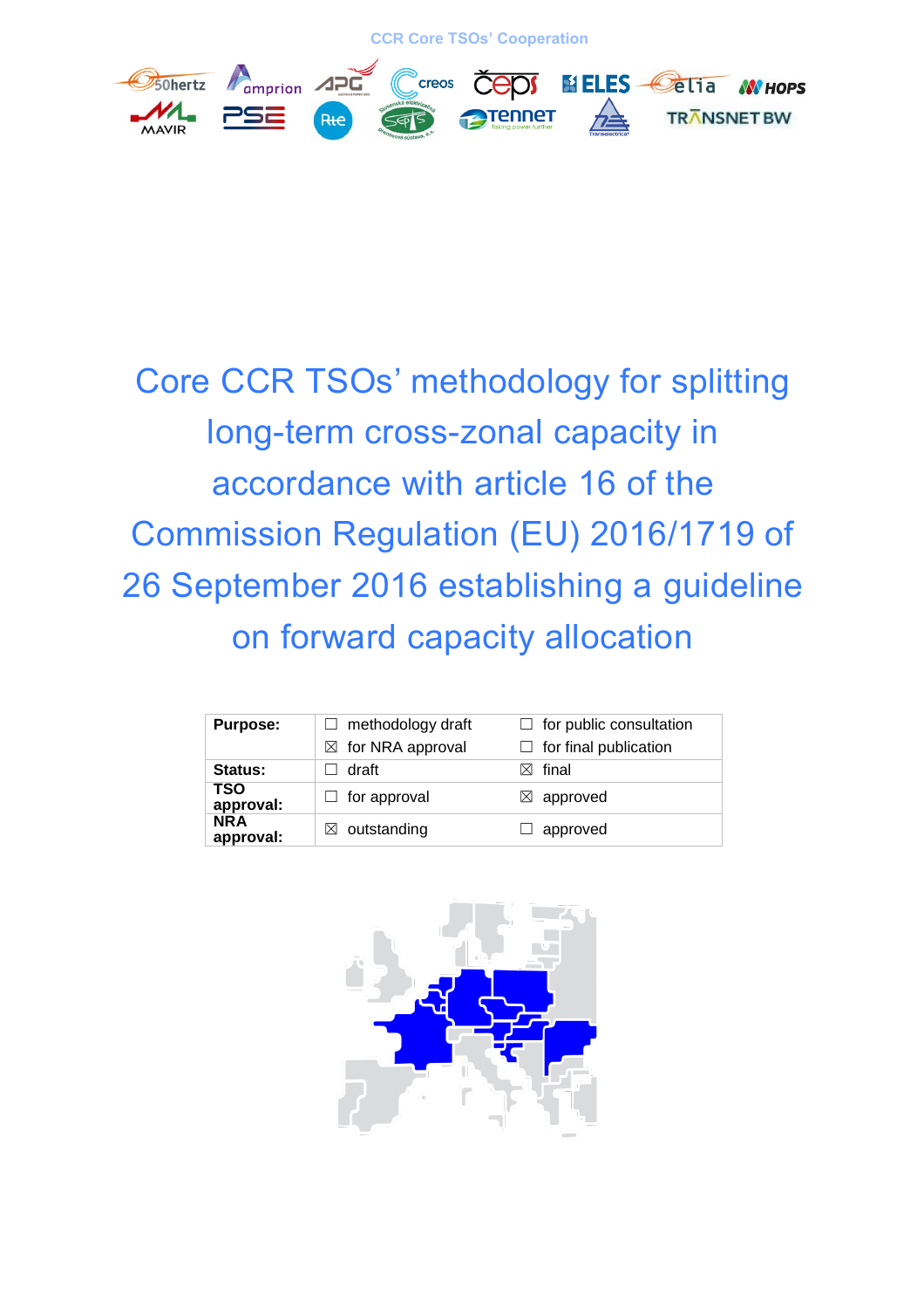CCR Core TSOs' Cooperation

# Core CCR TSOs' methodology for splitting long-term cross-zonal capacity in accordance with article 16 of the Commission Regulation (EU) 2016/1719 of 26 September 2016 establishing a guideline on forward capacity allocation

| | | |
|---|---|---|
| **Purpose:** | ☐ methodology draft | ☐ for public consultation |
| | ☒ for NRA approval | ☐ for final publication |
| **Status:** | ☐ draft | ☒ final |
| **TSO approval:** | ☐ for approval | ☒ approved |
| **NRA approval:** | ☒ outstanding | ☐ approved |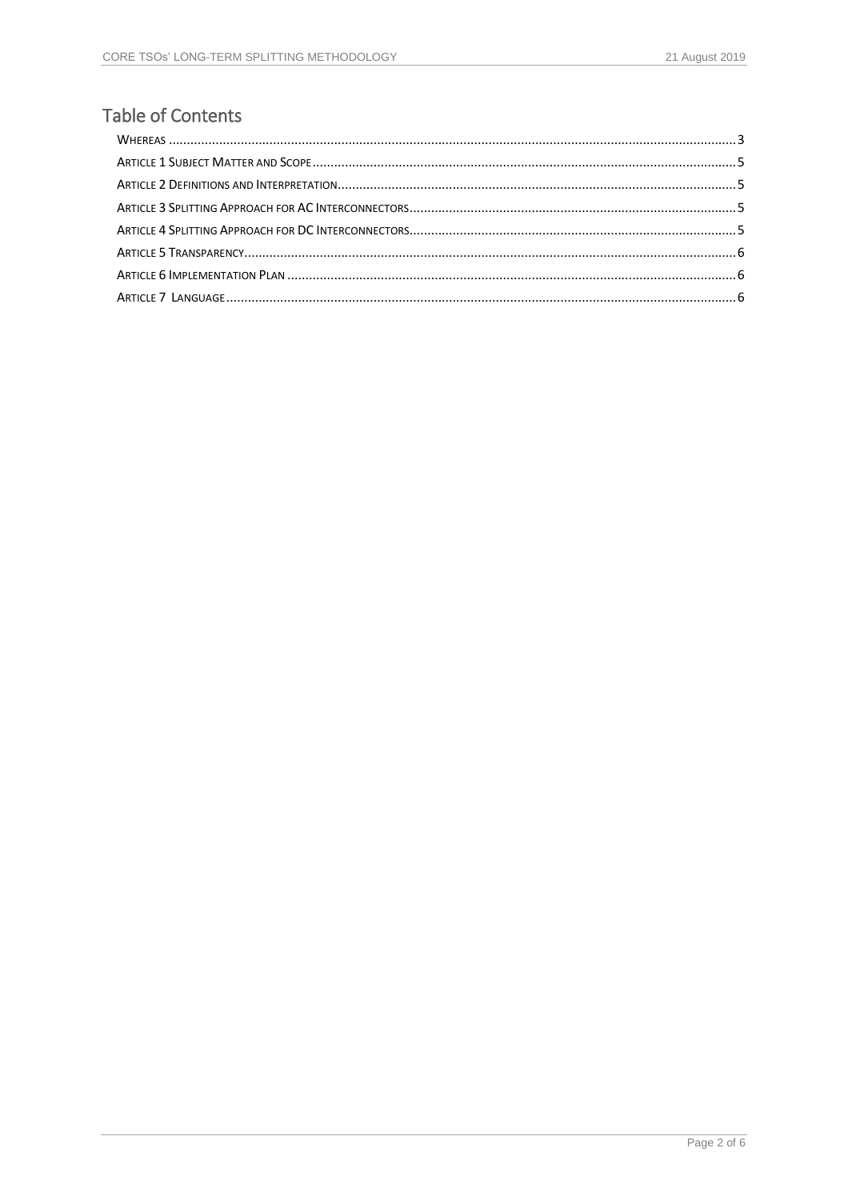# Table of Contents

Whereas ..... 3
Article 1 Subject Matter and Scope ..... 5
Article 2 Definitions and Interpretation ..... 5
Article 3 Splitting Approach for AC Interconnectors ..... 5
Article 4 Splitting Approach for DC Interconnectors ..... 5
Article 5 Transparency ..... 6
Article 6 Implementation Plan ..... 6
Article 7 Language ..... 6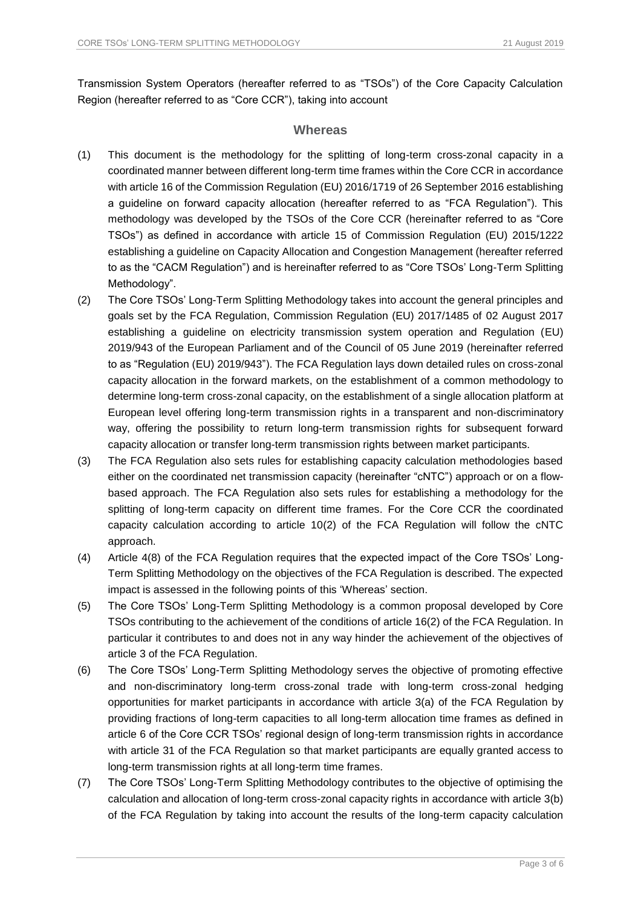Transmission System Operators (hereafter referred to as "TSOs") of the Core Capacity Calculation Region (hereafter referred to as "Core CCR"), taking into account

## Whereas

(1) This document is the methodology for the splitting of long-term cross-zonal capacity in a coordinated manner between different long-term time frames within the Core CCR in accordance with article 16 of the Commission Regulation (EU) 2016/1719 of 26 September 2016 establishing a guideline on forward capacity allocation (hereafter referred to as "FCA Regulation"). This methodology was developed by the TSOs of the Core CCR (hereinafter referred to as "Core TSOs") as defined in accordance with article 15 of Commission Regulation (EU) 2015/1222 establishing a guideline on Capacity Allocation and Congestion Management (hereafter referred to as the "CACM Regulation") and is hereinafter referred to as "Core TSOs' Long-Term Splitting Methodology".

(2) The Core TSOs' Long-Term Splitting Methodology takes into account the general principles and goals set by the FCA Regulation, Commission Regulation (EU) 2017/1485 of 02 August 2017 establishing a guideline on electricity transmission system operation and Regulation (EU) 2019/943 of the European Parliament and of the Council of 05 June 2019 (hereinafter referred to as "Regulation (EU) 2019/943"). The FCA Regulation lays down detailed rules on cross-zonal capacity allocation in the forward markets, on the establishment of a common methodology to determine long-term cross-zonal capacity, on the establishment of a single allocation platform at European level offering long-term transmission rights in a transparent and non-discriminatory way, offering the possibility to return long-term transmission rights for subsequent forward capacity allocation or transfer long-term transmission rights between market participants.

(3) The FCA Regulation also sets rules for establishing capacity calculation methodologies based either on the coordinated net transmission capacity (hereinafter "cNTC") approach or on a flow-based approach. The FCA Regulation also sets rules for establishing a methodology for the splitting of long-term capacity on different time frames. For the Core CCR the coordinated capacity calculation according to article 10(2) of the FCA Regulation will follow the cNTC approach.

(4) Article 4(8) of the FCA Regulation requires that the expected impact of the Core TSOs' Long-Term Splitting Methodology on the objectives of the FCA Regulation is described. The expected impact is assessed in the following points of this 'Whereas' section.

(5) The Core TSOs' Long-Term Splitting Methodology is a common proposal developed by Core TSOs contributing to the achievement of the conditions of article 16(2) of the FCA Regulation. In particular it contributes to and does not in any way hinder the achievement of the objectives of article 3 of the FCA Regulation.

(6) The Core TSOs' Long-Term Splitting Methodology serves the objective of promoting effective and non-discriminatory long-term cross-zonal trade with long-term cross-zonal hedging opportunities for market participants in accordance with article 3(a) of the FCA Regulation by providing fractions of long-term capacities to all long-term allocation time frames as defined in article 6 of the Core CCR TSOs' regional design of long-term transmission rights in accordance with article 31 of the FCA Regulation so that market participants are equally granted access to long-term transmission rights at all long-term time frames.

(7) The Core TSOs' Long-Term Splitting Methodology contributes to the objective of optimising the calculation and allocation of long-term cross-zonal capacity rights in accordance with article 3(b) of the FCA Regulation by taking into account the results of the long-term capacity calculation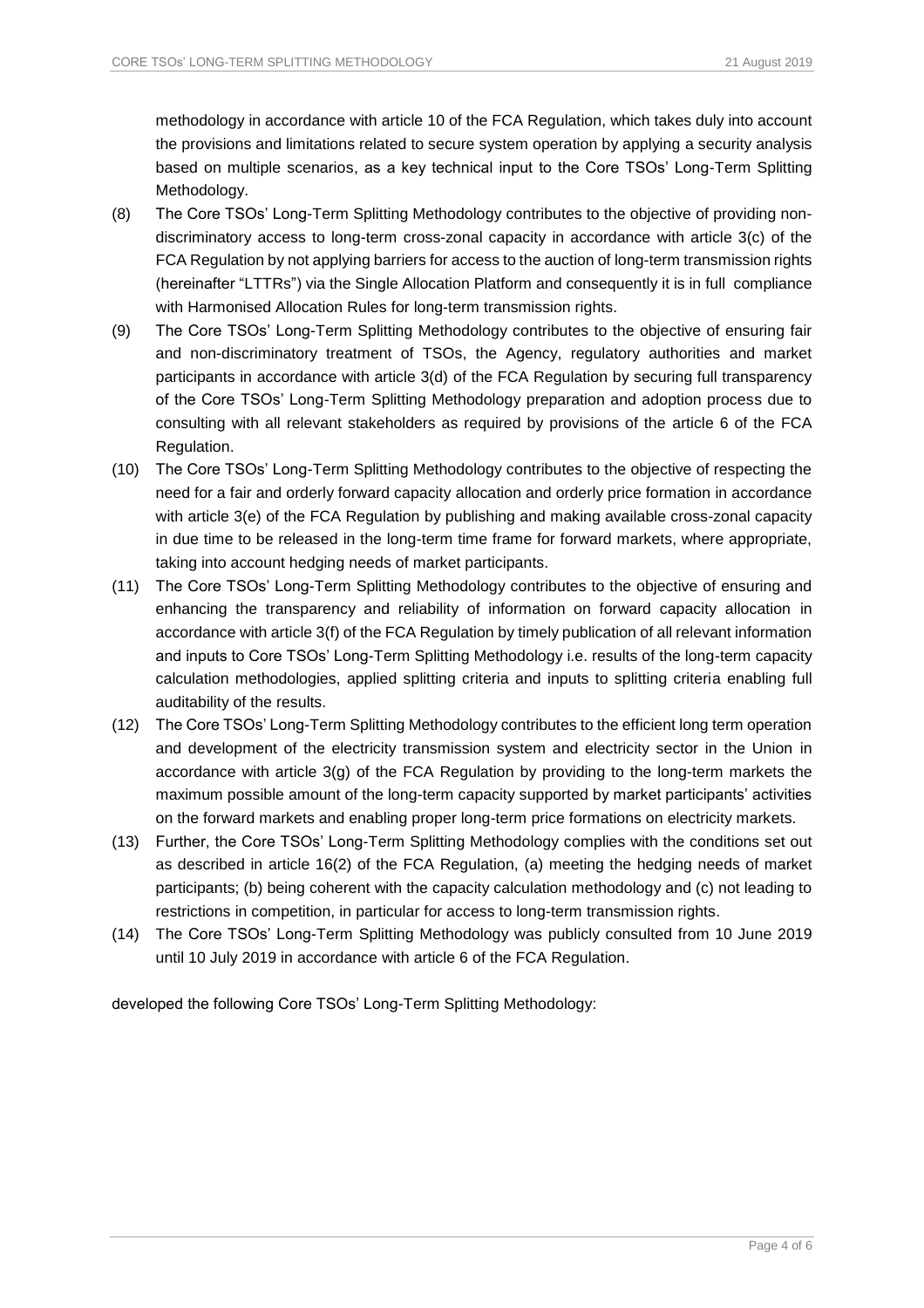methodology in accordance with article 10 of the FCA Regulation, which takes duly into account the provisions and limitations related to secure system operation by applying a security analysis based on multiple scenarios, as a key technical input to the Core TSOs' Long-Term Splitting Methodology.

(8) The Core TSOs' Long-Term Splitting Methodology contributes to the objective of providing non-discriminatory access to long-term cross-zonal capacity in accordance with article 3(c) of the FCA Regulation by not applying barriers for access to the auction of long-term transmission rights (hereinafter "LTTRs") via the Single Allocation Platform and consequently it is in full compliance with Harmonised Allocation Rules for long-term transmission rights.

(9) The Core TSOs' Long-Term Splitting Methodology contributes to the objective of ensuring fair and non-discriminatory treatment of TSOs, the Agency, regulatory authorities and market participants in accordance with article 3(d) of the FCA Regulation by securing full transparency of the Core TSOs' Long-Term Splitting Methodology preparation and adoption process due to consulting with all relevant stakeholders as required by provisions of the article 6 of the FCA Regulation.

(10) The Core TSOs' Long-Term Splitting Methodology contributes to the objective of respecting the need for a fair and orderly forward capacity allocation and orderly price formation in accordance with article 3(e) of the FCA Regulation by publishing and making available cross-zonal capacity in due time to be released in the long-term time frame for forward markets, where appropriate, taking into account hedging needs of market participants.

(11) The Core TSOs' Long-Term Splitting Methodology contributes to the objective of ensuring and enhancing the transparency and reliability of information on forward capacity allocation in accordance with article 3(f) of the FCA Regulation by timely publication of all relevant information and inputs to Core TSOs' Long-Term Splitting Methodology i.e. results of the long-term capacity calculation methodologies, applied splitting criteria and inputs to splitting criteria enabling full auditability of the results.

(12) The Core TSOs' Long-Term Splitting Methodology contributes to the efficient long term operation and development of the electricity transmission system and electricity sector in the Union in accordance with article 3(g) of the FCA Regulation by providing to the long-term markets the maximum possible amount of the long-term capacity supported by market participants' activities on the forward markets and enabling proper long-term price formations on electricity markets.

(13) Further, the Core TSOs' Long-Term Splitting Methodology complies with the conditions set out as described in article 16(2) of the FCA Regulation, (a) meeting the hedging needs of market participants; (b) being coherent with the capacity calculation methodology and (c) not leading to restrictions in competition, in particular for access to long-term transmission rights.

(14) The Core TSOs' Long-Term Splitting Methodology was publicly consulted from 10 June 2019 until 10 July 2019 in accordance with article 6 of the FCA Regulation.

developed the following Core TSOs' Long-Term Splitting Methodology: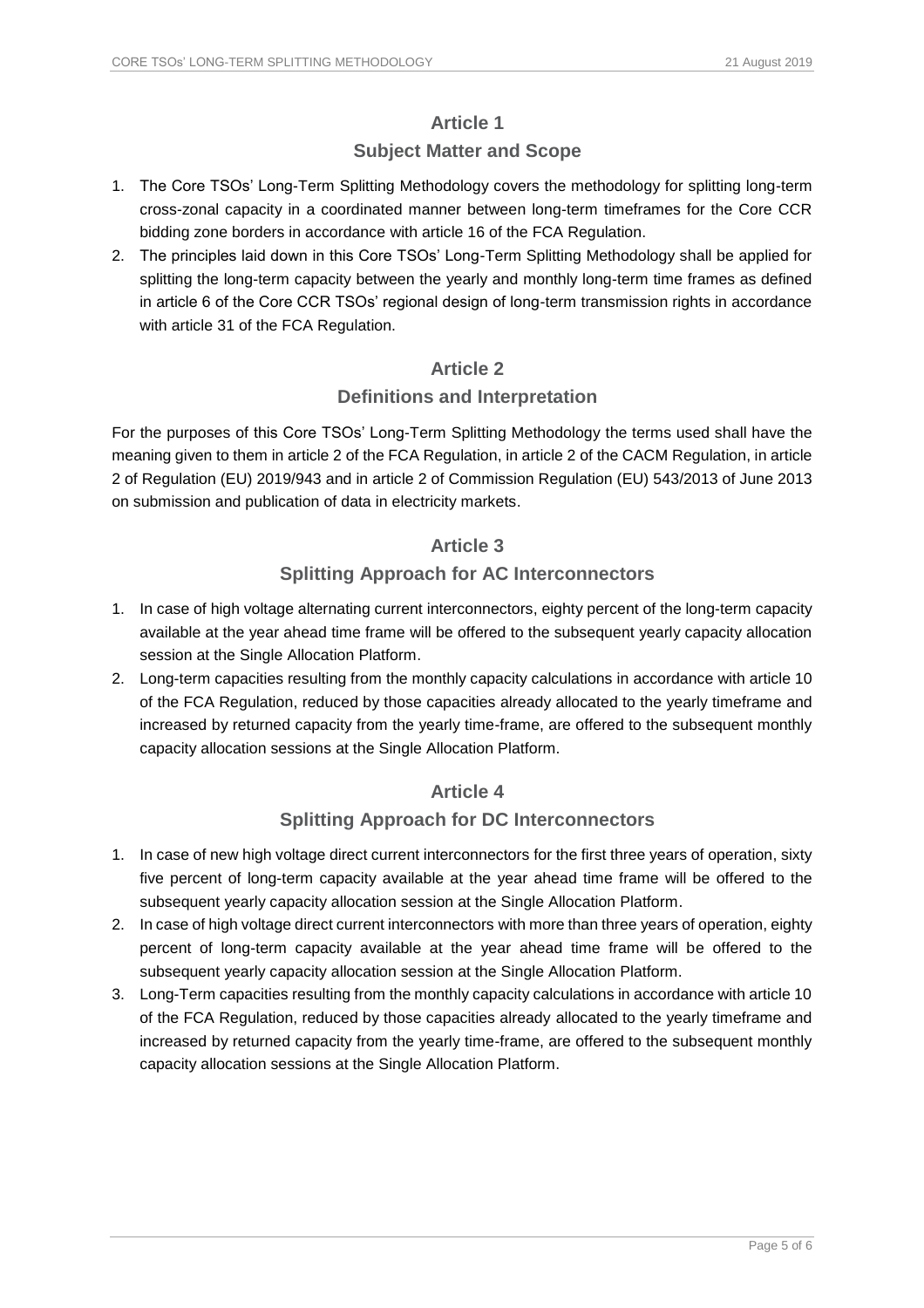## Article 1

## Subject Matter and Scope

1. The Core TSOs' Long-Term Splitting Methodology covers the methodology for splitting long-term cross-zonal capacity in a coordinated manner between long-term timeframes for the Core CCR bidding zone borders in accordance with article 16 of the FCA Regulation.
2. The principles laid down in this Core TSOs' Long-Term Splitting Methodology shall be applied for splitting the long-term capacity between the yearly and monthly long-term time frames as defined in article 6 of the Core CCR TSOs' regional design of long-term transmission rights in accordance with article 31 of the FCA Regulation.

## Article 2

## Definitions and Interpretation

For the purposes of this Core TSOs' Long-Term Splitting Methodology the terms used shall have the meaning given to them in article 2 of the FCA Regulation, in article 2 of the CACM Regulation, in article 2 of Regulation (EU) 2019/943 and in article 2 of Commission Regulation (EU) 543/2013 of June 2013 on submission and publication of data in electricity markets.

## Article 3

## Splitting Approach for AC Interconnectors

1. In case of high voltage alternating current interconnectors, eighty percent of the long-term capacity available at the year ahead time frame will be offered to the subsequent yearly capacity allocation session at the Single Allocation Platform.
2. Long-term capacities resulting from the monthly capacity calculations in accordance with article 10 of the FCA Regulation, reduced by those capacities already allocated to the yearly timeframe and increased by returned capacity from the yearly time-frame, are offered to the subsequent monthly capacity allocation sessions at the Single Allocation Platform.

## Article 4

## Splitting Approach for DC Interconnectors

1. In case of new high voltage direct current interconnectors for the first three years of operation, sixty five percent of long-term capacity available at the year ahead time frame will be offered to the subsequent yearly capacity allocation session at the Single Allocation Platform.
2. In case of high voltage direct current interconnectors with more than three years of operation, eighty percent of long-term capacity available at the year ahead time frame will be offered to the subsequent yearly capacity allocation session at the Single Allocation Platform.
3. Long-Term capacities resulting from the monthly capacity calculations in accordance with article 10 of the FCA Regulation, reduced by those capacities already allocated to the yearly timeframe and increased by returned capacity from the yearly time-frame, are offered to the subsequent monthly capacity allocation sessions at the Single Allocation Platform.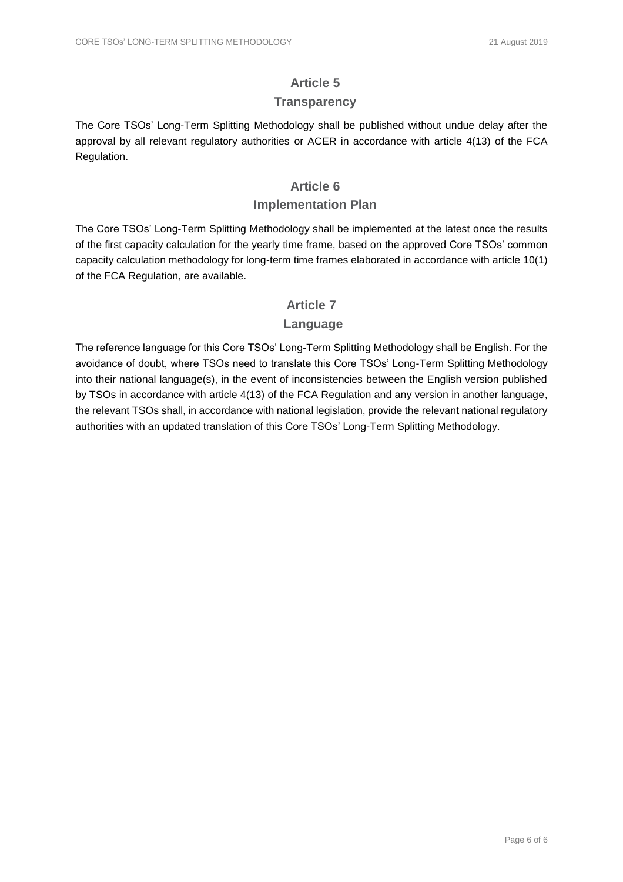## Article 5
## Transparency

The Core TSOs' Long-Term Splitting Methodology shall be published without undue delay after the approval by all relevant regulatory authorities or ACER in accordance with article 4(13) of the FCA Regulation.

## Article 6
## Implementation Plan

The Core TSOs' Long-Term Splitting Methodology shall be implemented at the latest once the results of the first capacity calculation for the yearly time frame, based on the approved Core TSOs' common capacity calculation methodology for long-term time frames elaborated in accordance with article 10(1) of the FCA Regulation, are available.

## Article 7
## Language

The reference language for this Core TSOs' Long-Term Splitting Methodology shall be English. For the avoidance of doubt, where TSOs need to translate this Core TSOs' Long-Term Splitting Methodology into their national language(s), in the event of inconsistencies between the English version published by TSOs in accordance with article 4(13) of the FCA Regulation and any version in another language, the relevant TSOs shall, in accordance with national legislation, provide the relevant national regulatory authorities with an updated translation of this Core TSOs' Long-Term Splitting Methodology.